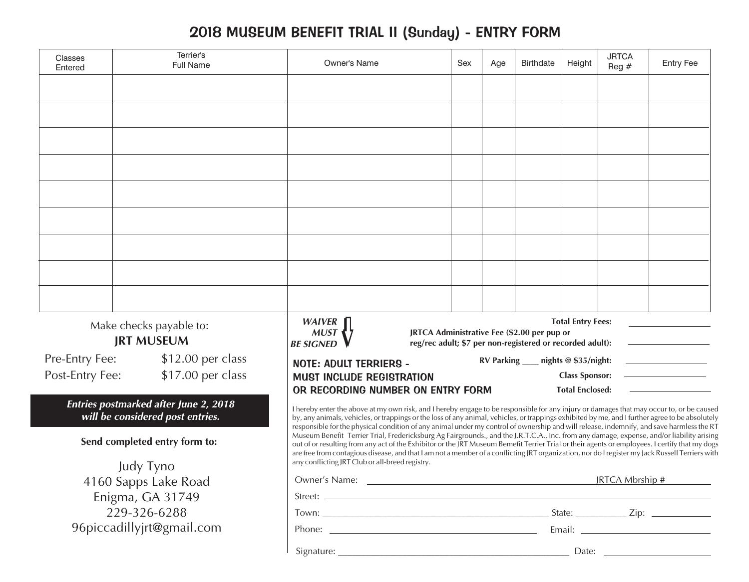# 2018 MUSEUM BENEFIT TRIAL II (Sunday) - ENTRY FORM

| Classes Entered | Terrier's Full Name | Owner's Name | Sex | Age | Birthdate | Height | JRTCA Reg # | Entry Fee |
|---|---|---|---|---|---|---|---|---|
| | | | | | | | | |
| | | | | | | | | |
| | | | | | | | | |
| | | | | | | | | |
| | | | | | | | | |
| | | | | | | | | |
| | | | | | | | | |
| | | | | | | | | |
| | | | | | | | | |

Make checks payable to:
**JRT MUSEUM**

Pre-Entry Fee: $12.00 per class
Post-Entry Fee: $17.00 per class

***Entries postmarked after June 2, 2018 will be considered post entries.***

**Send completed entry form to:**

Judy Tyno
4160 Sapps Lake Road
Enigma, GA 31749
229-326-6288
96piccadillyjrt@gmail.com

***WAIVER MUST BE SIGNED***

**Total Entry Fees:** ____________

**JRTCA Administrative Fee ($2.00 per pup or reg/rec adult; $7 per non-registered or recorded adult):** ____________

**RV Parking ____ nights @ $35/night:** ____________

**Class Sponsor:** ____________

**Total Enclosed:** ____________

**NOTE: ADULT TERRIERS - MUST INCLUDE REGISTRATION OR RECORDING NUMBER ON ENTRY FORM**

I hereby enter the above at my own risk, and I hereby engage to be responsible for any injury or damages that may occur to, or be caused by, any animals, vehicles, or trappings or the loss of any animal, vehicles, or trappings exhibited by me, and I further agree to be absolutely responsible for the physical condition of any animal under my control of ownership and will release, indemnify, and save harmless the RT Museum Benefit Terrier Trial, Fredericksburg Ag Fairgrounds., and the J.R.T.C.A., Inc. from any damage, expense, and/or liability arising out of or resulting from any act of the Exhibitor or the JRT Museum Bemefit Terrier Trial or their agents or employees. I certify that my dogs are free from contagious disease, and that I am not a member of a conflicting JRT organization, nor do I register my Jack Russell Terriers with any conflicting JRT Club or all-breed registry.

Owner's Name: ______________________ JRTCA Mbrship # __________

Street: ______________________

Town: ______________________ State: __________ Zip: __________

Phone: ______________________ Email: ______________________

Signature: ______________________ Date: __________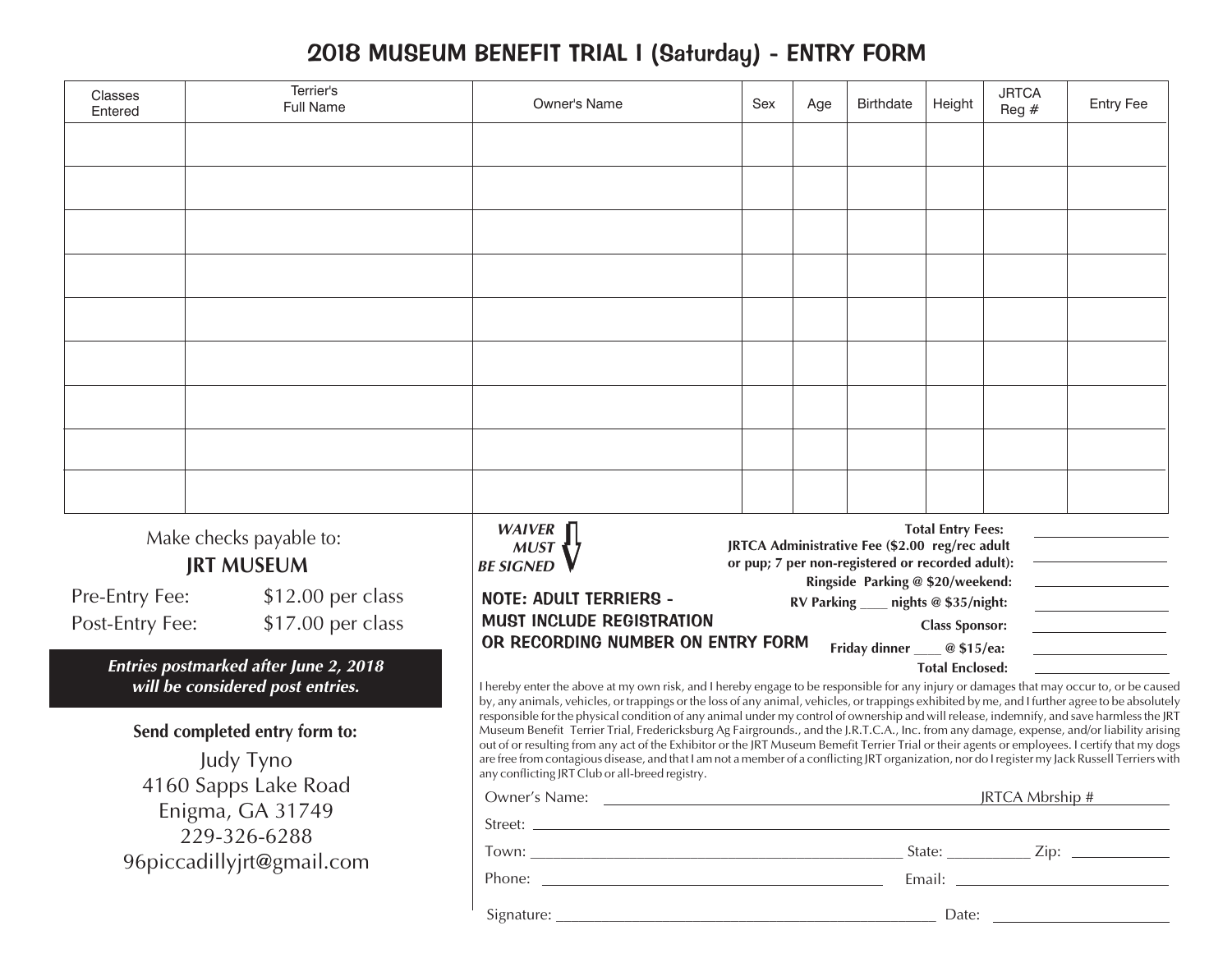# 2018 MUSEUM BENEFIT TRIAL I (Saturday) - ENTRY FORM

| Classes Entered | Terrier's Full Name | Owner's Name | Sex | Age | Birthdate | Height | JRTCA Reg # | Entry Fee |
|---|---|---|---|---|---|---|---|---|
| | | | | | | | | |
| | | | | | | | | |
| | | | | | | | | |
| | | | | | | | | |
| | | | | | | | | |
| | | | | | | | | |
| | | | | | | | | |
| | | | | | | | | |
| | | | | | | | | |

Make checks payable to:

**JRT MUSEUM**

| | |
|---|---|
| Pre-Entry Fee: | $12.00 per class |
| Post-Entry Fee: | $17.00 per class |

***Entries postmarked after June 2, 2018 will be considered post entries.***

**Send completed entry form to:**

Judy Tyno
4160 Sapps Lake Road
Enigma, GA 31749
229-326-6288
96piccadillyjrt@gmail.com

***WAIVER MUST BE SIGNED***

**NOTE: ADULT TERRIERS - MUST INCLUDE REGISTRATION OR RECORDING NUMBER ON ENTRY FORM**

**Total Entry Fees:** ____________

**JRTCA Administrative Fee ($2.00 reg/rec adult or pup; 7 per non-registered or recorded adult):** ____________

**Ringside Parking @ $20/weekend:** ____________

**RV Parking ____ nights @ $35/night:** ____________

**Class Sponsor:** ____________

**Friday dinner ____ @ $15/ea:** ____________

**Total Enclosed:** ____________

I hereby enter the above at my own risk, and I hereby engage to be responsible for any injury or damages that may occur to, or be caused by, any animals, vehicles, or trappings or the loss of any animal, vehicles, or trappings exhibited by me, and I further agree to be absolutely responsible for the physical condition of any animal under my control of ownership and will release, indemnify, and save harmless the JRT Museum Benefit Terrier Trial, Fredericksburg Ag Fairgrounds., and the J.R.T.C.A., Inc. from any damage, expense, and/or liability arising out of or resulting from any act of the Exhibitor or the JRT Museum Bemefit Terrier Trial or their agents or employees. I certify that my dogs are free from contagious disease, and that I am not a member of a conflicting JRT organization, nor do I register my Jack Russell Terriers with any conflicting JRT Club or all-breed registry.

Owner's Name: ______________________________ JRTCA Mbrship # ____________

Street: ______________________________

Town: ______________________________ State: __________ Zip: __________

Phone: ______________________________ Email: ______________________________

Signature: ______________________________ Date: ______________________________